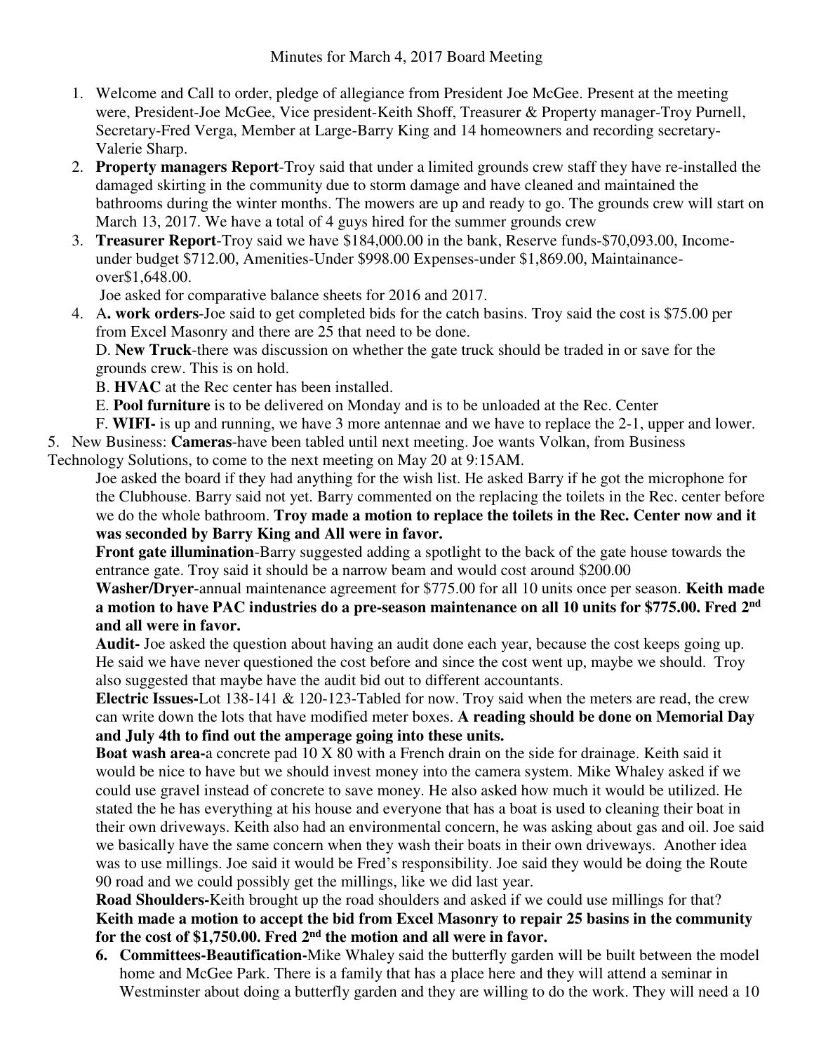Minutes for March 4, 2017 Board Meeting

1. Welcome and Call to order, pledge of allegiance from President Joe McGee. Present at the meeting were, President-Joe McGee, Vice president-Keith Shoff, Treasurer & Property manager-Troy Purnell, Secretary-Fred Verga, Member at Large-Barry King and 14 homeowners and recording secretary-Valerie Sharp.
2. **Property managers Report**-Troy said that under a limited grounds crew staff they have re-installed the damaged skirting in the community due to storm damage and have cleaned and maintained the bathrooms during the winter months. The mowers are up and ready to go. The grounds crew will start on March 13, 2017. We have a total of 4 guys hired for the summer grounds crew
3. **Treasurer Report**-Troy said we have $184,000.00 in the bank, Reserve funds-$70,093.00, Income-under budget $712.00, Amenities-Under $998.00 Expenses-under $1,869.00, Maintainance-over$1,648.00.
   Joe asked for comparative balance sheets for 2016 and 2017.
4. A**. work orders**-Joe said to get completed bids for the catch basins. Troy said the cost is $75.00 per from Excel Masonry and there are 25 that need to be done.
   D. **New Truck**-there was discussion on whether the gate truck should be traded in or save for the grounds crew. This is on hold.
   B. **HVAC** at the Rec center has been installed.
   E. **Pool furniture** is to be delivered on Monday and is to be unloaded at the Rec. Center
   F. **WIFI-** is up and running, we have 3 more antennae and we have to replace the 2-1, upper and lower.
5. New Business: **Cameras**-have been tabled until next meeting. Joe wants Volkan, from Business Technology Solutions, to come to the next meeting on May 20 at 9:15AM.
   Joe asked the board if they had anything for the wish list. He asked Barry if he got the microphone for the Clubhouse. Barry said not yet. Barry commented on the replacing the toilets in the Rec. center before we do the whole bathroom. **Troy made a motion to replace the toilets in the Rec. Center now and it was seconded by Barry King and All were in favor.**
   **Front gate illumination**-Barry suggested adding a spotlight to the back of the gate house towards the entrance gate. Troy said it should be a narrow beam and would cost around $200.00
   **Washer/Dryer**-annual maintenance agreement for $775.00 for all 10 units once per season. **Keith made a motion to have PAC industries do a pre-season maintenance on all 10 units for $775.00. Fred 2nd and all were in favor.**
   **Audit-** Joe asked the question about having an audit done each year, because the cost keeps going up. He said we have never questioned the cost before and since the cost went up, maybe we should. Troy also suggested that maybe have the audit bid out to different accountants.
   **Electric Issues-**Lot 138-141 & 120-123-Tabled for now. Troy said when the meters are read, the crew can write down the lots that have modified meter boxes. **A reading should be done on Memorial Day and July 4th to find out the amperage going into these units.**
   **Boat wash area-**a concrete pad 10 X 80 with a French drain on the side for drainage. Keith said it would be nice to have but we should invest money into the camera system. Mike Whaley asked if we could use gravel instead of concrete to save money. He also asked how much it would be utilized. He stated the he has everything at his house and everyone that has a boat is used to cleaning their boat in their own driveways. Keith also had an environmental concern, he was asking about gas and oil. Joe said we basically have the same concern when they wash their boats in their own driveways. Another idea was to use millings. Joe said it would be Fred's responsibility. Joe said they would be doing the Route 90 road and we could possibly get the millings, like we did last year.
   **Road Shoulders-**Keith brought up the road shoulders and asked if we could use millings for that?
   **Keith made a motion to accept the bid from Excel Masonry to repair 25 basins in the community for the cost of $1,750.00. Fred 2nd the motion and all were in favor.**
6. **Committees-Beautification-**Mike Whaley said the butterfly garden will be built between the model home and McGee Park. There is a family that has a place here and they will attend a seminar in Westminster about doing a butterfly garden and they are willing to do the work. They will need a 10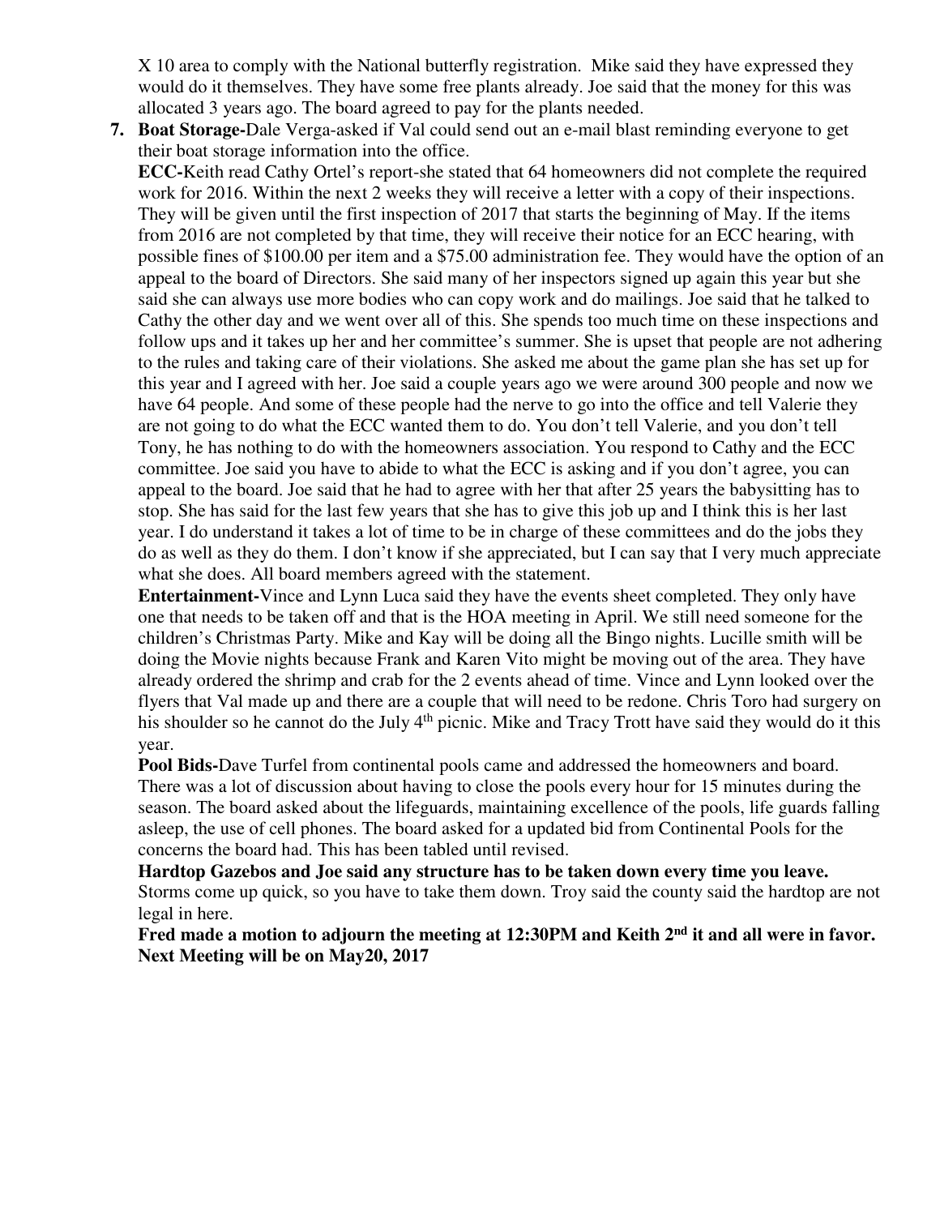X 10 area to comply with the National butterfly registration. Mike said they have expressed they would do it themselves. They have some free plants already. Joe said that the money for this was allocated 3 years ago. The board agreed to pay for the plants needed.

7. **Boat Storage-**Dale Verga-asked if Val could send out an e-mail blast reminding everyone to get their boat storage information into the office.

   **ECC-**Keith read Cathy Ortel's report-she stated that 64 homeowners did not complete the required work for 2016. Within the next 2 weeks they will receive a letter with a copy of their inspections. They will be given until the first inspection of 2017 that starts the beginning of May. If the items from 2016 are not completed by that time, they will receive their notice for an ECC hearing, with possible fines of $100.00 per item and a $75.00 administration fee. They would have the option of an appeal to the board of Directors. She said many of her inspectors signed up again this year but she said she can always use more bodies who can copy work and do mailings. Joe said that he talked to Cathy the other day and we went over all of this. She spends too much time on these inspections and follow ups and it takes up her and her committee's summer. She is upset that people are not adhering to the rules and taking care of their violations. She asked me about the game plan she has set up for this year and I agreed with her. Joe said a couple years ago we were around 300 people and now we have 64 people. And some of these people had the nerve to go into the office and tell Valerie they are not going to do what the ECC wanted them to do. You don't tell Valerie, and you don't tell Tony, he has nothing to do with the homeowners association. You respond to Cathy and the ECC committee. Joe said you have to abide to what the ECC is asking and if you don't agree, you can appeal to the board. Joe said that he had to agree with her that after 25 years the babysitting has to stop. She has said for the last few years that she has to give this job up and I think this is her last year. I do understand it takes a lot of time to be in charge of these committees and do the jobs they do as well as they do them. I don't know if she appreciated, but I can say that I very much appreciate what she does. All board members agreed with the statement.

   **Entertainment-**Vince and Lynn Luca said they have the events sheet completed. They only have one that needs to be taken off and that is the HOA meeting in April. We still need someone for the children's Christmas Party. Mike and Kay will be doing all the Bingo nights. Lucille smith will be doing the Movie nights because Frank and Karen Vito might be moving out of the area. They have already ordered the shrimp and crab for the 2 events ahead of time. Vince and Lynn looked over the flyers that Val made up and there are a couple that will need to be redone. Chris Toro had surgery on his shoulder so he cannot do the July 4th picnic. Mike and Tracy Trott have said they would do it this year.

   **Pool Bids-**Dave Turfel from continental pools came and addressed the homeowners and board. There was a lot of discussion about having to close the pools every hour for 15 minutes during the season. The board asked about the lifeguards, maintaining excellence of the pools, life guards falling asleep, the use of cell phones. The board asked for a updated bid from Continental Pools for the concerns the board had. This has been tabled until revised.

   **Hardtop Gazebos and Joe said any structure has to be taken down every time you leave.** Storms come up quick, so you have to take them down. Troy said the county said the hardtop are not legal in here.

   **Fred made a motion to adjourn the meeting at 12:30PM and Keith 2nd it and all were in favor. Next Meeting will be on May20, 2017**